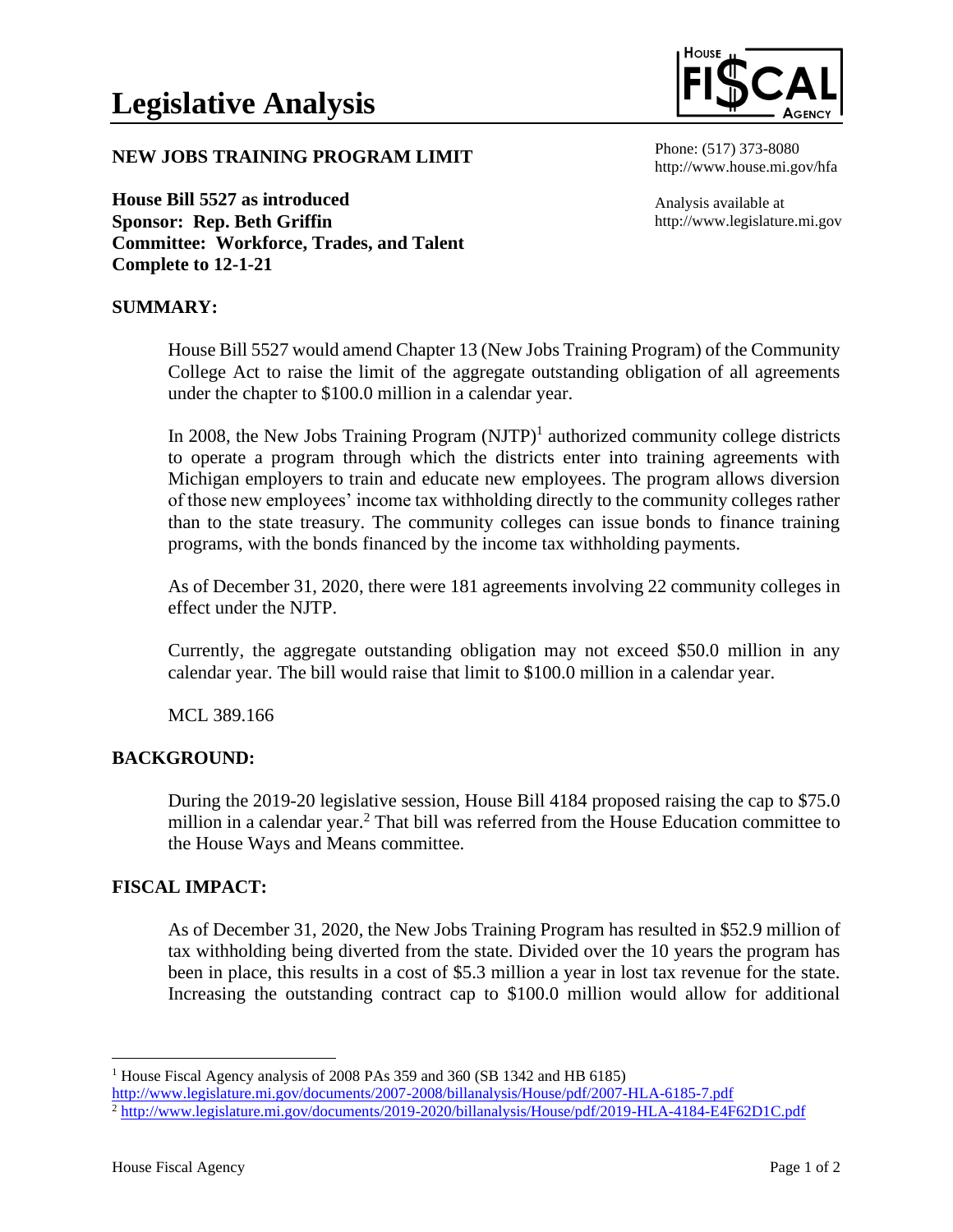# Legislative Analysis

HOUSE FISCAL AGENCY

**NEW JOBS TRAINING PROGRAM LIMIT**

Phone: (517) 373-8080
http://www.house.mi.gov/hfa

**House Bill 5527 as introduced**
**Sponsor: Rep. Beth Griffin**
**Committee: Workforce, Trades, and Talent**
**Complete to 12-1-21**

Analysis available at
http://www.legislature.mi.gov

## SUMMARY:

House Bill 5527 would amend Chapter 13 (New Jobs Training Program) of the Community College Act to raise the limit of the aggregate outstanding obligation of all agreements under the chapter to $100.0 million in a calendar year.

In 2008, the New Jobs Training Program (NJTP)[1] authorized community college districts to operate a program through which the districts enter into training agreements with Michigan employers to train and educate new employees. The program allows diversion of those new employees' income tax withholding directly to the community colleges rather than to the state treasury. The community colleges can issue bonds to finance training programs, with the bonds financed by the income tax withholding payments.

As of December 31, 2020, there were 181 agreements involving 22 community colleges in effect under the NJTP.

Currently, the aggregate outstanding obligation may not exceed $50.0 million in any calendar year. The bill would raise that limit to $100.0 million in a calendar year.

MCL 389.166

## BACKGROUND:

During the 2019-20 legislative session, House Bill 4184 proposed raising the cap to $75.0 million in a calendar year.[2] That bill was referred from the House Education committee to the House Ways and Means committee.

## FISCAL IMPACT:

As of December 31, 2020, the New Jobs Training Program has resulted in $52.9 million of tax withholding being diverted from the state. Divided over the 10 years the program has been in place, this results in a cost of $5.3 million a year in lost tax revenue for the state. Increasing the outstanding contract cap to $100.0 million would allow for additional

---

[1] House Fiscal Agency analysis of 2008 PAs 359 and 360 (SB 1342 and HB 6185) http://www.legislature.mi.gov/documents/2007-2008/billanalysis/House/pdf/2007-HLA-6185-7.pdf

[2] http://www.legislature.mi.gov/documents/2019-2020/billanalysis/House/pdf/2019-HLA-4184-E4F62D1C.pdf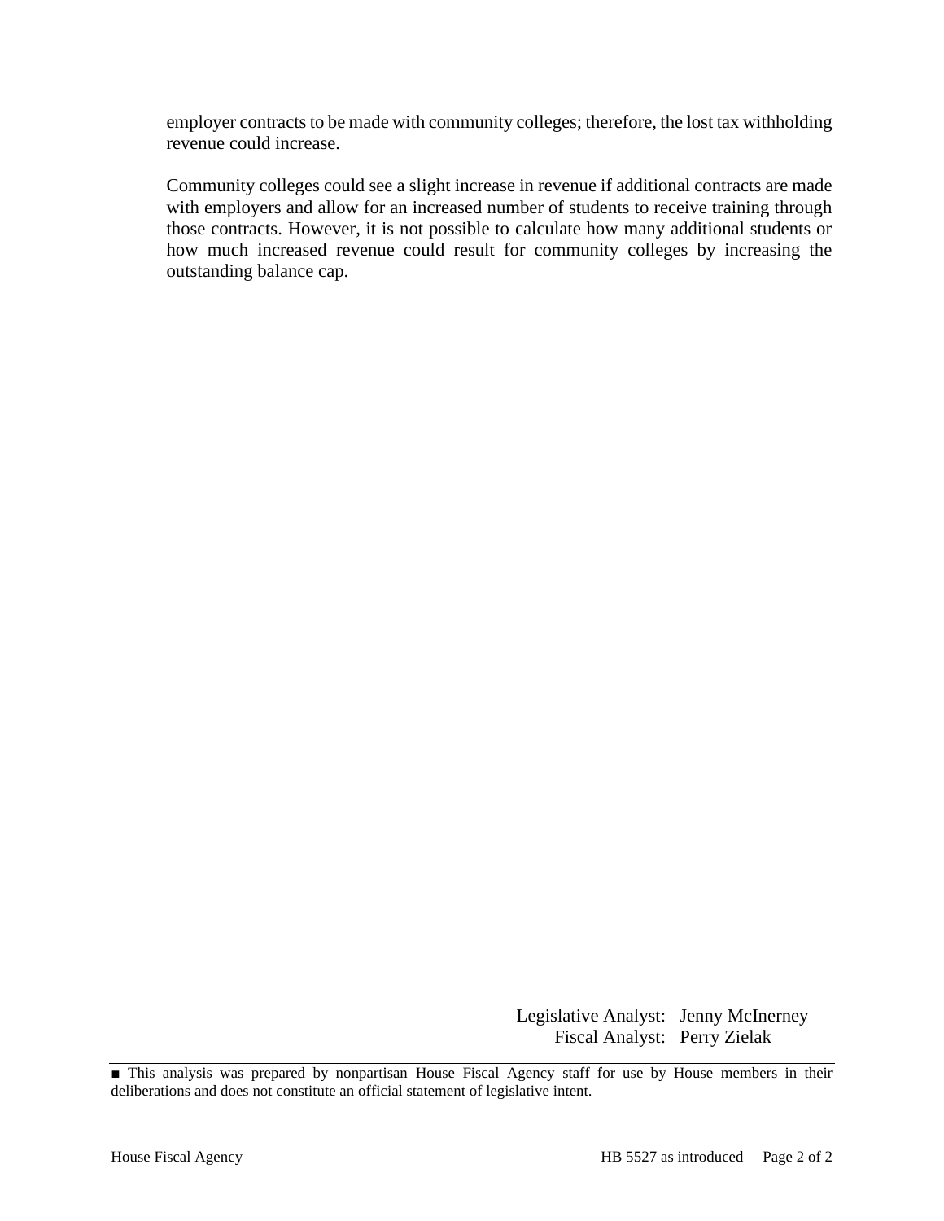employer contracts to be made with community colleges; therefore, the lost tax withholding revenue could increase.

Community colleges could see a slight increase in revenue if additional contracts are made with employers and allow for an increased number of students to receive training through those contracts. However, it is not possible to calculate how many additional students or how much increased revenue could result for community colleges by increasing the outstanding balance cap.

Legislative Analyst: Jenny McInerney
Fiscal Analyst: Perry Zielak

■ This analysis was prepared by nonpartisan House Fiscal Agency staff for use by House members in their deliberations and does not constitute an official statement of legislative intent.